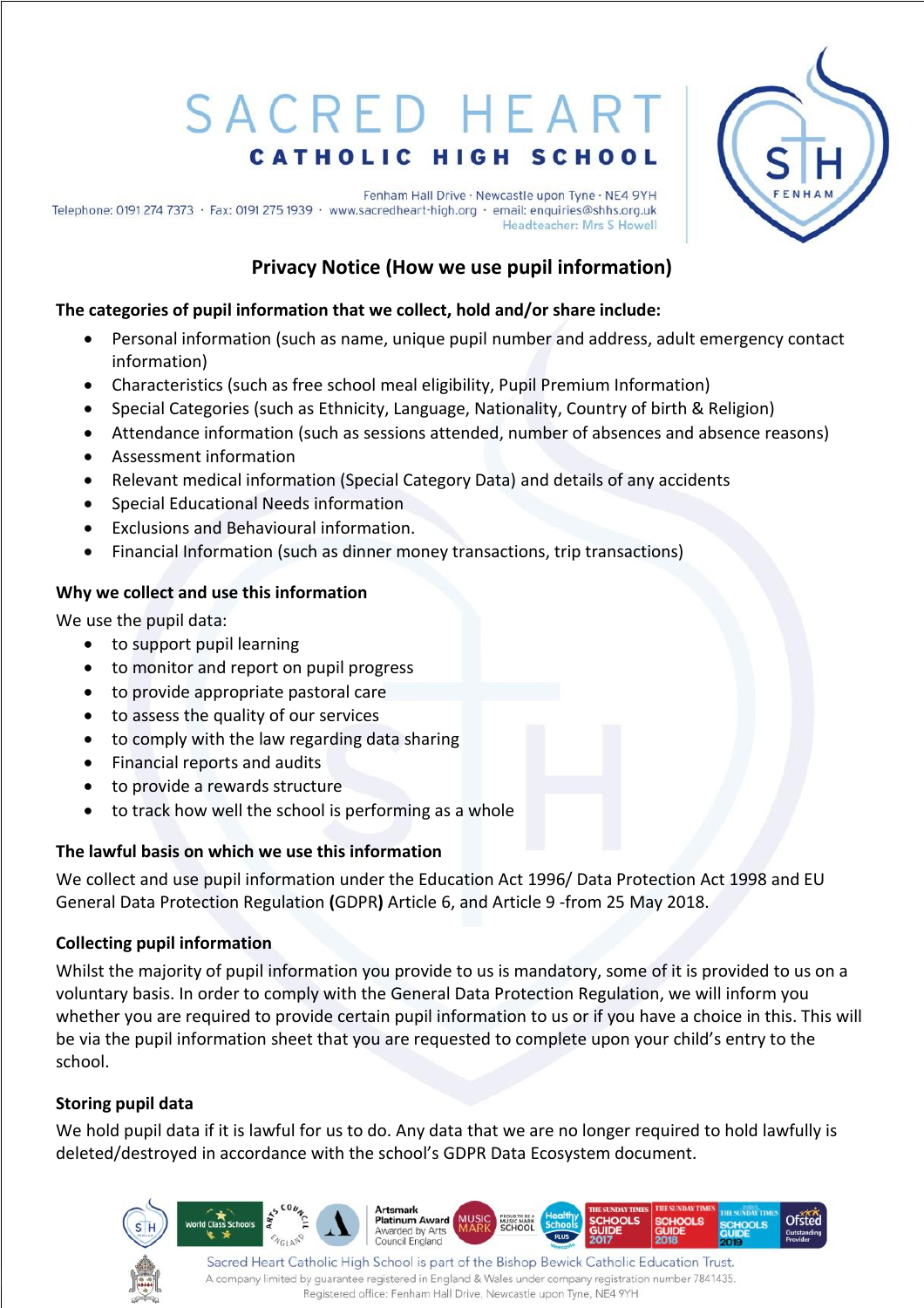# SACRED HEART CATHOLIC HIGH SCHOOL

Fenham Hall Drive · Newcastle upon Tyne · NE4 9YH
Telephone: 0191 274 7373 · Fax: 0191 275 1939 · www.sacredheart-high.org · email: enquiries@shhs.org.uk
Headteacher: Mrs S Howell

## Privacy Notice (How we use pupil information)

**The categories of pupil information that we collect, hold and/or share include:**

- Personal information (such as name, unique pupil number and address, adult emergency contact information)
- Characteristics (such as free school meal eligibility, Pupil Premium Information)
- Special Categories (such as Ethnicity, Language, Nationality, Country of birth & Religion)
- Attendance information (such as sessions attended, number of absences and absence reasons)
- Assessment information
- Relevant medical information (Special Category Data) and details of any accidents
- Special Educational Needs information
- Exclusions and Behavioural information.
- Financial Information (such as dinner money transactions, trip transactions)

**Why we collect and use this information**

We use the pupil data:

- to support pupil learning
- to monitor and report on pupil progress
- to provide appropriate pastoral care
- to assess the quality of our services
- to comply with the law regarding data sharing
- Financial reports and audits
- to provide a rewards structure
- to track how well the school is performing as a whole

**The lawful basis on which we use this information**

We collect and use pupil information under the Education Act 1996/ Data Protection Act 1998 and EU General Data Protection Regulation **(**GDPR**)** Article 6, and Article 9 -from 25 May 2018.

**Collecting pupil information**

Whilst the majority of pupil information you provide to us is mandatory, some of it is provided to us on a voluntary basis. In order to comply with the General Data Protection Regulation, we will inform you whether you are required to provide certain pupil information to us or if you have a choice in this. This will be via the pupil information sheet that you are requested to complete upon your child's entry to the school.

**Storing pupil data**

We hold pupil data if it is lawful for us to do. Any data that we are no longer required to hold lawfully is deleted/destroyed in accordance with the school's GDPR Data Ecosystem document.

Sacred Heart Catholic High School is part of the Bishop Bewick Catholic Education Trust.
A company limited by guarantee registered in England & Wales under company registration number 7841435.
Registered office: Fenham Hall Drive, Newcastle upon Tyne, NE4 9YH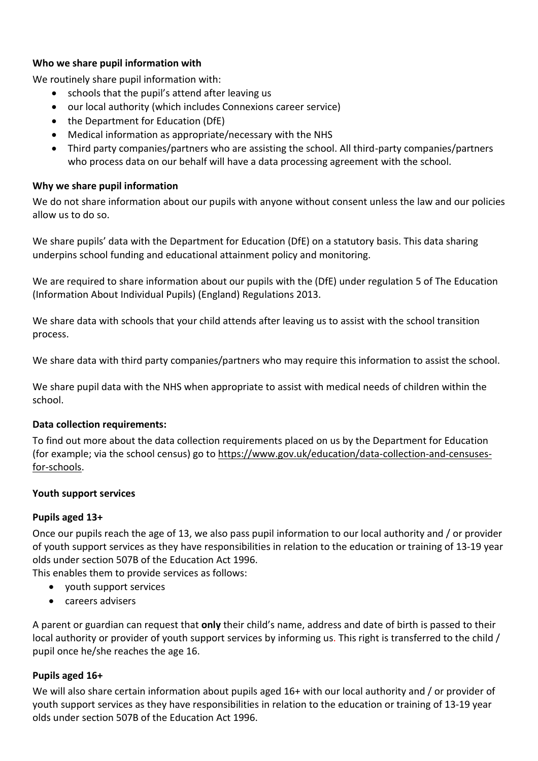**Who we share pupil information with**

We routinely share pupil information with:

- schools that the pupil's attend after leaving us
- our local authority (which includes Connexions career service)
- the Department for Education (DfE)
- Medical information as appropriate/necessary with the NHS
- Third party companies/partners who are assisting the school. All third-party companies/partners who process data on our behalf will have a data processing agreement with the school.

**Why we share pupil information**

We do not share information about our pupils with anyone without consent unless the law and our policies allow us to do so.

We share pupils' data with the Department for Education (DfE) on a statutory basis. This data sharing underpins school funding and educational attainment policy and monitoring.

We are required to share information about our pupils with the (DfE) under regulation 5 of The Education (Information About Individual Pupils) (England) Regulations 2013.

We share data with schools that your child attends after leaving us to assist with the school transition process.

We share data with third party companies/partners who may require this information to assist the school.

We share pupil data with the NHS when appropriate to assist with medical needs of children within the school.

**Data collection requirements:**

To find out more about the data collection requirements placed on us by the Department for Education (for example; via the school census) go to https://www.gov.uk/education/data-collection-and-censuses-for-schools.

**Youth support services**

**Pupils aged 13+**

Once our pupils reach the age of 13, we also pass pupil information to our local authority and / or provider of youth support services as they have responsibilities in relation to the education or training of 13-19 year olds under section 507B of the Education Act 1996.

This enables them to provide services as follows:

- youth support services
- careers advisers

A parent or guardian can request that **only** their child's name, address and date of birth is passed to their local authority or provider of youth support services by informing us. This right is transferred to the child / pupil once he/she reaches the age 16.

**Pupils aged 16+**

We will also share certain information about pupils aged 16+ with our local authority and / or provider of youth support services as they have responsibilities in relation to the education or training of 13-19 year olds under section 507B of the Education Act 1996.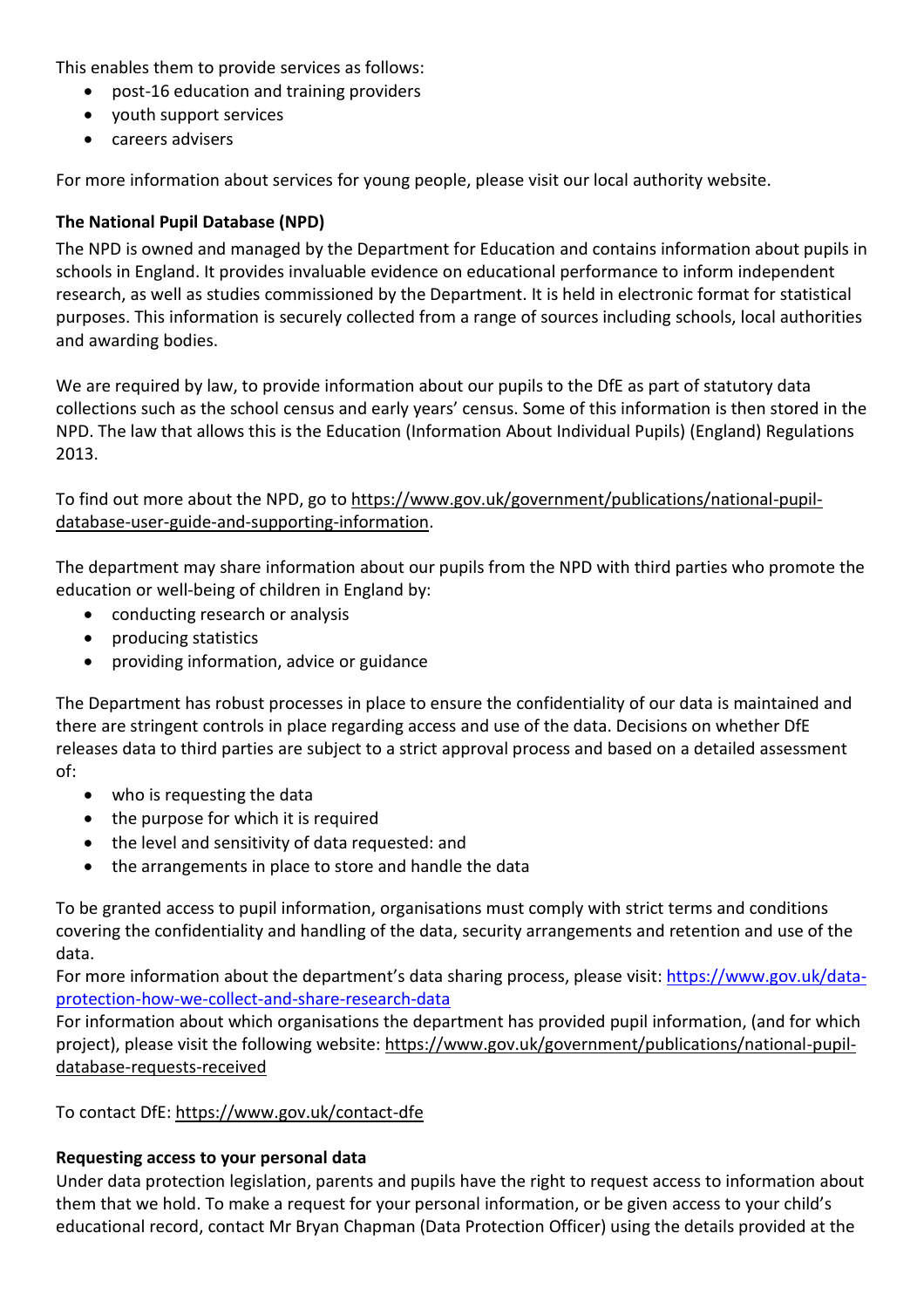This enables them to provide services as follows:

- post-16 education and training providers
- youth support services
- careers advisers

For more information about services for young people, please visit our local authority website.

**The National Pupil Database (NPD)**

The NPD is owned and managed by the Department for Education and contains information about pupils in schools in England. It provides invaluable evidence on educational performance to inform independent research, as well as studies commissioned by the Department. It is held in electronic format for statistical purposes. This information is securely collected from a range of sources including schools, local authorities and awarding bodies.

We are required by law, to provide information about our pupils to the DfE as part of statutory data collections such as the school census and early years' census. Some of this information is then stored in the NPD. The law that allows this is the Education (Information About Individual Pupils) (England) Regulations 2013.

To find out more about the NPD, go to https://www.gov.uk/government/publications/national-pupil-database-user-guide-and-supporting-information.

The department may share information about our pupils from the NPD with third parties who promote the education or well-being of children in England by:

- conducting research or analysis
- producing statistics
- providing information, advice or guidance

The Department has robust processes in place to ensure the confidentiality of our data is maintained and there are stringent controls in place regarding access and use of the data. Decisions on whether DfE releases data to third parties are subject to a strict approval process and based on a detailed assessment of:

- who is requesting the data
- the purpose for which it is required
- the level and sensitivity of data requested: and
- the arrangements in place to store and handle the data

To be granted access to pupil information, organisations must comply with strict terms and conditions covering the confidentiality and handling of the data, security arrangements and retention and use of the data.
For more information about the department's data sharing process, please visit: https://www.gov.uk/data-protection-how-we-collect-and-share-research-data
For information about which organisations the department has provided pupil information, (and for which project), please visit the following website: https://www.gov.uk/government/publications/national-pupil-database-requests-received

To contact DfE: https://www.gov.uk/contact-dfe

**Requesting access to your personal data**

Under data protection legislation, parents and pupils have the right to request access to information about them that we hold. To make a request for your personal information, or be given access to your child's educational record, contact Mr Bryan Chapman (Data Protection Officer) using the details provided at the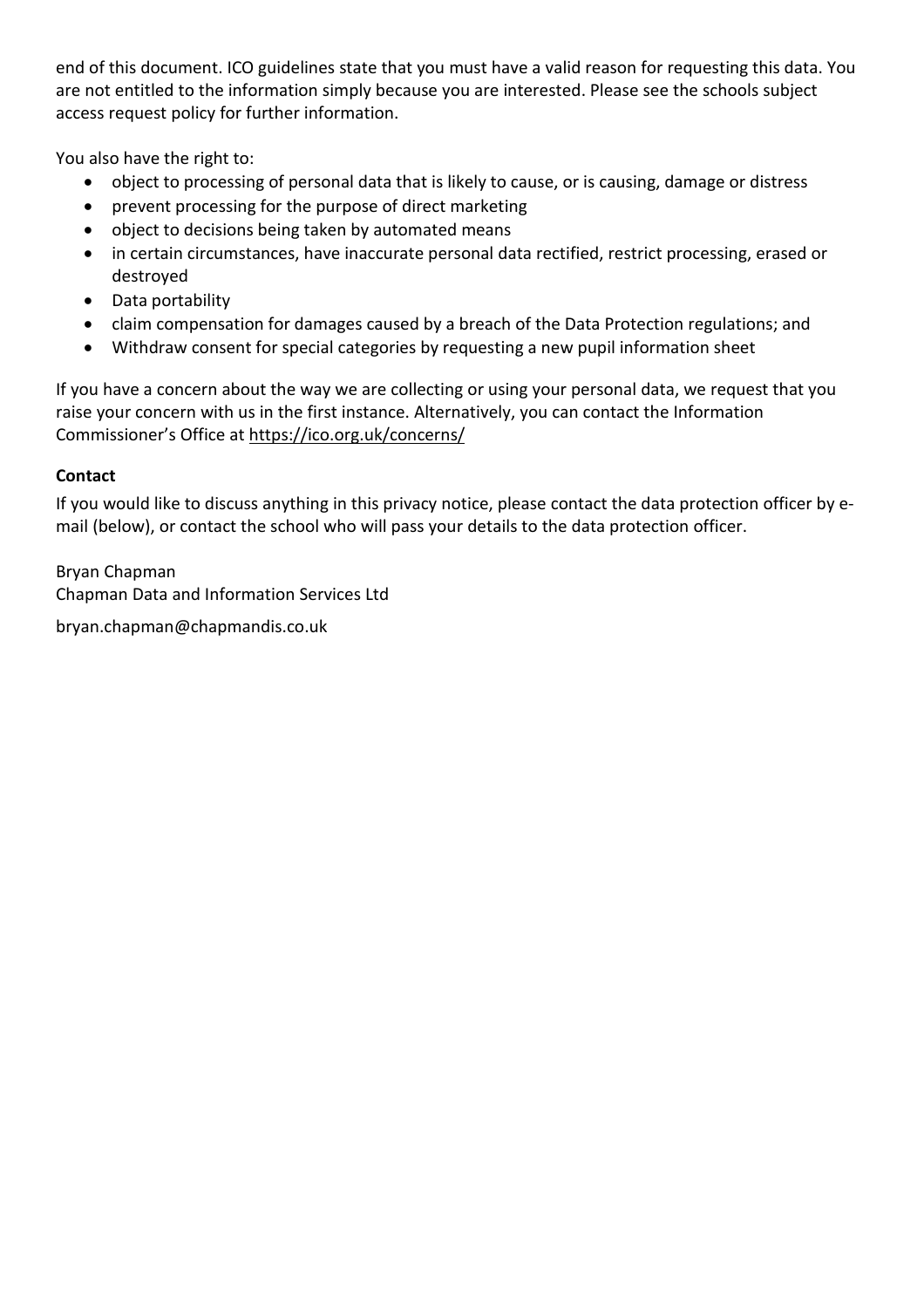end of this document. ICO guidelines state that you must have a valid reason for requesting this data. You are not entitled to the information simply because you are interested. Please see the schools subject access request policy for further information.

You also have the right to:

- object to processing of personal data that is likely to cause, or is causing, damage or distress
- prevent processing for the purpose of direct marketing
- object to decisions being taken by automated means
- in certain circumstances, have inaccurate personal data rectified, restrict processing, erased or destroyed
- Data portability
- claim compensation for damages caused by a breach of the Data Protection regulations; and
- Withdraw consent for special categories by requesting a new pupil information sheet

If you have a concern about the way we are collecting or using your personal data, we request that you raise your concern with us in the first instance. Alternatively, you can contact the Information Commissioner's Office at https://ico.org.uk/concerns/

**Contact**

If you would like to discuss anything in this privacy notice, please contact the data protection officer by e-mail (below), or contact the school who will pass your details to the data protection officer.

Bryan Chapman
Chapman Data and Information Services Ltd

bryan.chapman@chapmandis.co.uk